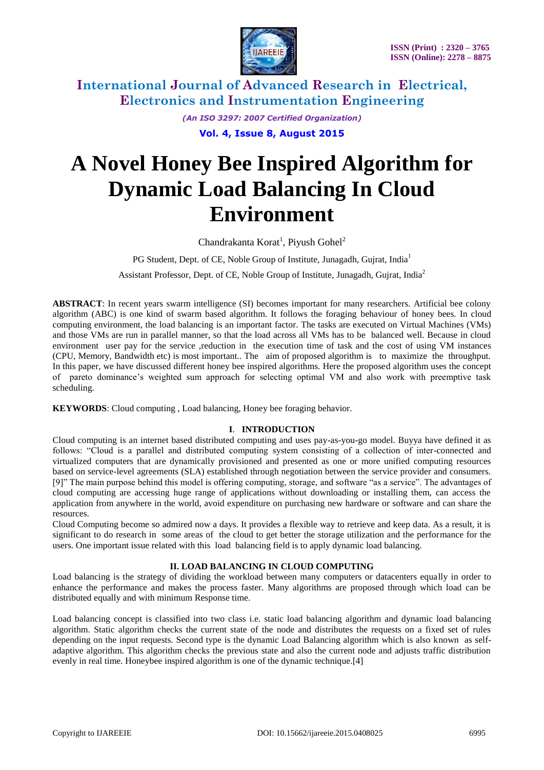# A Novel Honey Bee Inspired Algorithm for Dynamic Load Balancing In Cloud Environment

Chandrakanta Korat[1], Piyush Gohel[2]

PG Student, Dept. of CE, Noble Group of Institute, Junagadh, Gujrat, India[1]

Assistant Professor, Dept. of CE, Noble Group of Institute, Junagadh, Gujrat, India[2]

**ABSTRACT**: In recent years swarm intelligence (SI) becomes important for many researchers. Artificial bee colony algorithm (ABC) is one kind of swarm based algorithm. It follows the foraging behaviour of honey bees. In cloud computing environment, the load balancing is an important factor. The tasks are executed on Virtual Machines (VMs) and those VMs are run in parallel manner, so that the load across all VMs has to be balanced well. Because in cloud environment user pay for the service ,reduction in the execution time of task and the cost of using VM instances (CPU, Memory, Bandwidth etc) is most important.. The aim of proposed algorithm is to maximize the throughput. In this paper, we have discussed different honey bee inspired algorithms. Here the proposed algorithm uses the concept of pareto dominance's weighted sum approach for selecting optimal VM and also work with preemptive task scheduling.

**KEYWORDS**: Cloud computing , Load balancing, Honey bee foraging behavior.

## I. INTRODUCTION

Cloud computing is an internet based distributed computing and uses pay-as-you-go model. Buyya have defined it as follows: "Cloud is a parallel and distributed computing system consisting of a collection of inter-connected and virtualized computers that are dynamically provisioned and presented as one or more unified computing resources based on service-level agreements (SLA) established through negotiation between the service provider and consumers. [9]" The main purpose behind this model is offering computing, storage, and software "as a service". The advantages of cloud computing are accessing huge range of applications without downloading or installing them, can access the application from anywhere in the world, avoid expenditure on purchasing new hardware or software and can share the resources.

Cloud Computing become so admired now a days. It provides a flexible way to retrieve and keep data. As a result, it is significant to do research in some areas of the cloud to get better the storage utilization and the performance for the users. One important issue related with this load balancing field is to apply dynamic load balancing.

## II. LOAD BALANCING IN CLOUD COMPUTING

Load balancing is the strategy of dividing the workload between many computers or datacenters equally in order to enhance the performance and makes the process faster. Many algorithms are proposed through which load can be distributed equally and with minimum Response time.

Load balancing concept is classified into two class i.e. static load balancing algorithm and dynamic load balancing algorithm. Static algorithm checks the current state of the node and distributes the requests on a fixed set of rules depending on the input requests. Second type is the dynamic Load Balancing algorithm which is also known as self-adaptive algorithm. This algorithm checks the previous state and also the current node and adjusts traffic distribution evenly in real time. Honeybee inspired algorithm is one of the dynamic technique.[4]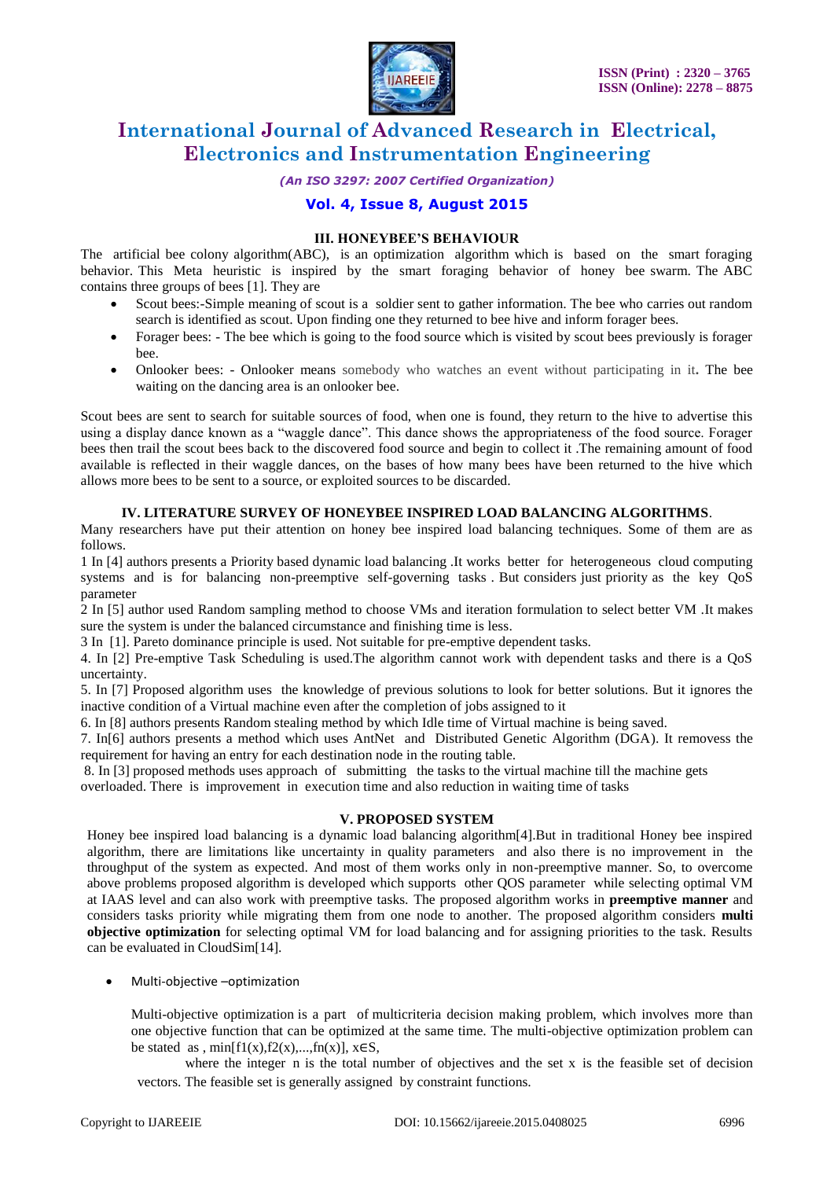## III. HONEYBEE'S BEHAVIOUR

The artificial bee colony algorithm(ABC), is an optimization algorithm which is based on the smart foraging behavior. This Meta heuristic is inspired by the smart foraging behavior of honey bee swarm. The ABC contains three groups of bees [1]. They are

- Scout bees:-Simple meaning of scout is a soldier sent to gather information. The bee who carries out random search is identified as scout. Upon finding one they returned to bee hive and inform forager bees.
- Forager bees: - The bee which is going to the food source which is visited by scout bees previously is forager bee.
- Onlooker bees: - Onlooker means somebody who watches an event without participating in it. The bee waiting on the dancing area is an onlooker bee.

Scout bees are sent to search for suitable sources of food, when one is found, they return to the hive to advertise this using a display dance known as a "waggle dance". This dance shows the appropriateness of the food source. Forager bees then trail the scout bees back to the discovered food source and begin to collect it .The remaining amount of food available is reflected in their waggle dances, on the bases of how many bees have been returned to the hive which allows more bees to be sent to a source, or exploited sources to be discarded.

## IV. LITERATURE SURVEY OF HONEYBEE INSPIRED LOAD BALANCING ALGORITHMS.

Many researchers have put their attention on honey bee inspired load balancing techniques. Some of them are as follows.

1 In [4] authors presents a Priority based dynamic load balancing .It works better for heterogeneous cloud computing systems and is for balancing non-preemptive self-governing tasks . But considers just priority as the key QoS parameter

2 In [5] author used Random sampling method to choose VMs and iteration formulation to select better VM .It makes sure the system is under the balanced circumstance and finishing time is less.

3 In [1]. Pareto dominance principle is used. Not suitable for pre-emptive dependent tasks.

4. In [2] Pre-emptive Task Scheduling is used.The algorithm cannot work with dependent tasks and there is a QoS uncertainty.

5. In [7] Proposed algorithm uses the knowledge of previous solutions to look for better solutions. But it ignores the inactive condition of a Virtual machine even after the completion of jobs assigned to it

6. In [8] authors presents Random stealing method by which Idle time of Virtual machine is being saved.

7. In[6] authors presents a method which uses AntNet and Distributed Genetic Algorithm (DGA). It removess the requirement for having an entry for each destination node in the routing table.

8. In [3] proposed methods uses approach of submitting the tasks to the virtual machine till the machine gets overloaded. There is improvement in execution time and also reduction in waiting time of tasks

## V. PROPOSED SYSTEM

Honey bee inspired load balancing is a dynamic load balancing algorithm[4].But in traditional Honey bee inspired algorithm, there are limitations like uncertainty in quality parameters and also there is no improvement in the throughput of the system as expected. And most of them works only in non-preemptive manner. So, to overcome above problems proposed algorithm is developed which supports other QOS parameter while selecting optimal VM at IAAS level and can also work with preemptive tasks. The proposed algorithm works in **preemptive manner** and considers tasks priority while migrating them from one node to another. The proposed algorithm considers **multi objective optimization** for selecting optimal VM for load balancing and for assigning priorities to the task. Results can be evaluated in CloudSim[14].

- Multi-objective –optimization

Multi-objective optimization is a part of multicriteria decision making problem, which involves more than one objective function that can be optimized at the same time. The multi-objective optimization problem can be stated as , $\min[f1(x),f2(x),...,fn(x)],\ x\in S$,

where the integer n is the total number of objectives and the set x is the feasible set of decision vectors. The feasible set is generally assigned by constraint functions.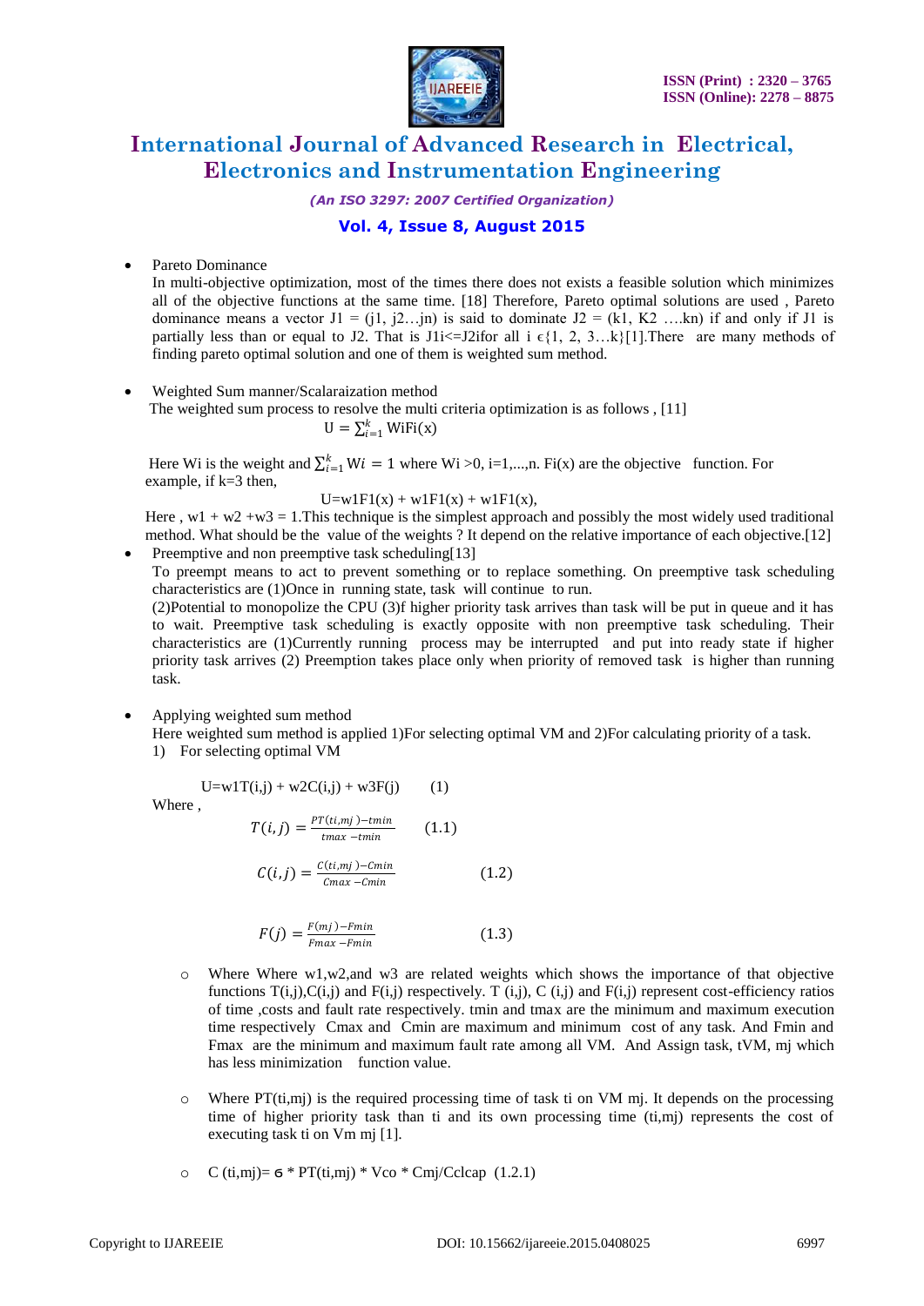- Pareto Dominance

  In multi-objective optimization, most of the times there does not exists a feasible solution which minimizes all of the objective functions at the same time. [18] Therefore, Pareto optimal solutions are used , Pareto dominance means a vector J1 = (j1, j2…jn) is said to dominate J2 = (k1, K2 ….kn) if and only if J1 is partially less than or equal to J2. That is J1i<=J2ifor all i ϵ{1, 2, 3…k}[1].There are many methods of finding pareto optimal solution and one of them is weighted sum method.

- Weighted Sum manner/Scalaraization method

  The weighted sum process to resolve the multi criteria optimization is as follows , [11]

  $$U = \sum_{i=1}^{k} \text{WiFi(x)}$$

  Here Wi is the weight and $\sum_{i=1}^{k} Wi = 1$ where Wi >0, i=1,...,n. Fi(x) are the objective function. For example, if k=3 then,

  $$U=w1F1(x) + w1F1(x) + w1F1(x),$$

  Here , w1 + w2 +w3 = 1.This technique is the simplest approach and possibly the most widely used traditional method. What should be the value of the weights ? It depend on the relative importance of each objective.[12]

- Preemptive and non preemptive task scheduling[13]

  To preempt means to act to prevent something or to replace something. On preemptive task scheduling characteristics are (1)Once in running state, task will continue to run.

  (2)Potential to monopolize the CPU (3)f higher priority task arrives than task will be put in queue and it has to wait. Preemptive task scheduling is exactly opposite with non preemptive task scheduling. Their characteristics are (1)Currently running process may be interrupted and put into ready state if higher priority task arrives (2) Preemption takes place only when priority of removed task is higher than running task.

- Applying weighted sum method

  Here weighted sum method is applied 1)For selecting optimal VM and 2)For calculating priority of a task.

  1) For selecting optimal VM

  $$U=w1T(i,j) + w2C(i,j) + w3F(j) \qquad (1)$$

  Where ,

  $$T(i,j) = \frac{PT(ti,mj)-tmin}{tmax-tmin} \qquad (1.1)$$

  $$C(i,j) = \frac{C(ti,mj)-Cmin}{Cmax-Cmin} \qquad (1.2)$$

  $$F(j) = \frac{F(mj)-Fmin}{Fmax-Fmin} \qquad (1.3)$$

  - Where Where w1,w2,and w3 are related weights which shows the importance of that objective functions T(i,j),C(i,j) and F(i,j) respectively. T (i,j), C (i,j) and F(i,j) represent cost-efficiency ratios of time ,costs and fault rate respectively. tmin and tmax are the minimum and maximum execution time respectively Cmax and Cmin are maximum and minimum cost of any task. And Fmin and Fmax are the minimum and maximum fault rate among all VM. And Assign task, tVM, mj which has less minimization function value.

  - Where PT(ti,mj) is the required processing time of task ti on VM mj. It depends on the processing time of higher priority task than ti and its own processing time (ti,mj) represents the cost of executing task ti on Vm mj [1].

  - C (ti,mj)= $\sigma$ * PT(ti,mj) * Vco * Cmj/Cclcap (1.2.1)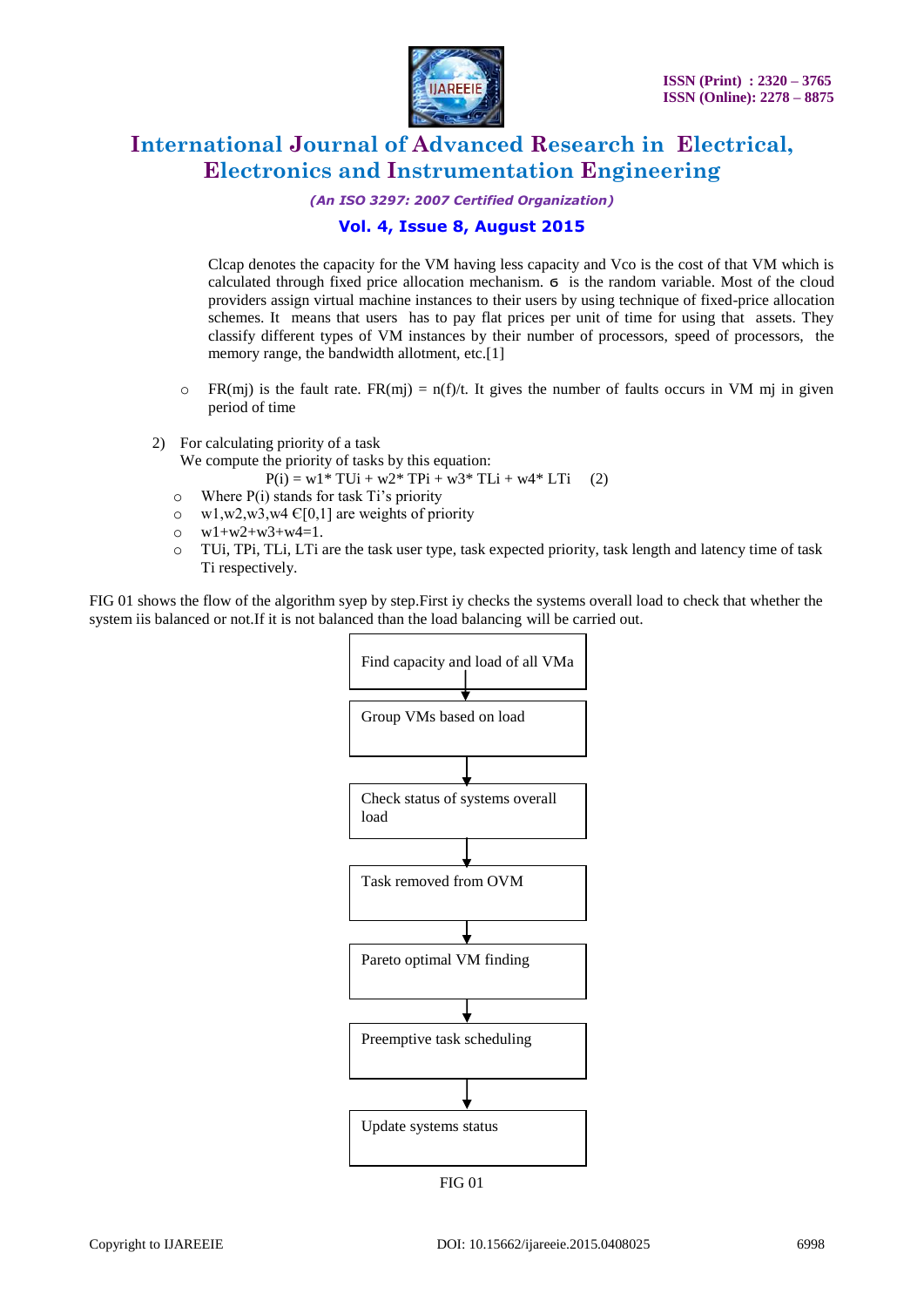Clcap denotes the capacity for the VM having less capacity and Vco is the cost of that VM which is calculated through fixed price allocation mechanism. ϭ is the random variable. Most of the cloud providers assign virtual machine instances to their users by using technique of fixed-price allocation schemes. It means that users has to pay flat prices per unit of time for using that assets. They classify different types of VM instances by their number of processors, speed of processors, the memory range, the bandwidth allotment, etc.[1]

- FR(mj) is the fault rate. FR(mj) = n(f)/t. It gives the number of faults occurs in VM mj in given period of time

2) For calculating priority of a task
   We compute the priority of tasks by this equation:

$$P(i) = w1 * TUi + w2 * TPi + w3 * TLi + w4 * LTi \quad (2)$$

- Where P(i) stands for task Ti's priority
- w1,w2,w3,w4 Є[0,1] are weights of priority
- w1+w2+w3+w4=1.
- TUi, TPi, TLi, LTi are the task user type, task expected priority, task length and latency time of task Ti respectively.

FIG 01 shows the flow of the algorithm syep by step.First iy checks the systems overall load to check that whether the system iis balanced or not.If it is not balanced than the load balancing will be carried out.

Find capacity and load of all VMa
↓
Group VMs based on load
↓
Check status of systems overall load
↓
Task removed from OVM
↓
Pareto optimal VM finding
↓
Preemptive task scheduling
↓
Update systems status

FIG 01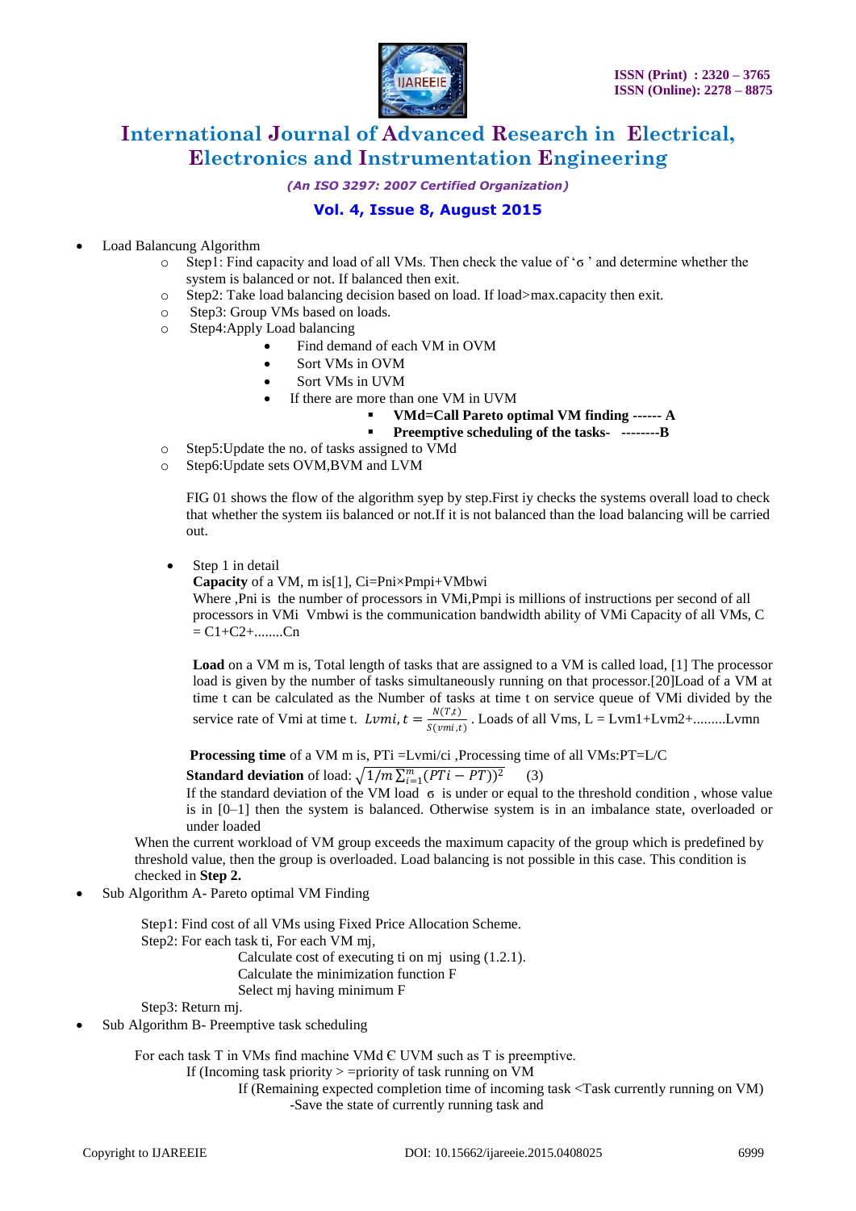- Load Balancung Algorithm
    - Step1: Find capacity and load of all VMs. Then check the value of 'σ ' and determine whether the system is balanced or not. If balanced then exit.
    - Step2: Take load balancing decision based on load. If load>max.capacity then exit.
    - Step3: Group VMs based on loads.
    - Step4:Apply Load balancing
        - Find demand of each VM in OVM
        - Sort VMs in OVM
        - Sort VMs in UVM
        - If there are more than one VM in UVM
            - **VMd=Call Pareto optimal VM finding ------ A**
            - **Preemptive scheduling of the tasks- --------B**
    - Step5:Update the no. of tasks assigned to VMd
    - Step6:Update sets OVM,BVM and LVM

    FIG 01 shows the flow of the algorithm syep by step.First iy checks the systems overall load to check that whether the system iis balanced or not.If it is not balanced than the load balancing will be carried out.

    - Step 1 in detail

      **Capacity** of a VM, m is[1], Ci=Pni×Pmpi+VMbwi
      Where ,Pni is the number of processors in VMi,Pmpi is millions of instructions per second of all processors in VMi Vmbwi is the communication bandwidth ability of VMi Capacity of all VMs, C = C1+C2+........Cn

      **Load** on a VM m is, Total length of tasks that are assigned to a VM is called load, [1] The processor load is given by the number of tasks simultaneously running on that processor.[20]Load of a VM at time t can be calculated as the Number of tasks at time t on service queue of VMi divided by the service rate of Vmi at time t. $Lvmi, t = \frac{N(T,t)}{S(vmi,t)}$ . Loads of all Vms, L = Lvm1+Lvm2+.........Lvmn

      **Processing time** of a VM m is, PTi =Lvmi/ci ,Processing time of all VMs:PT=L/C

    **Standard deviation** of load: $\sqrt{1/m\sum_{i=1}^{m}(PTi - PT))^2}$ (3)
    If the standard deviation of the VM load σ is under or equal to the threshold condition , whose value is in [0–1] then the system is balanced. Otherwise system is in an imbalance state, overloaded or under loaded

  When the current workload of VM group exceeds the maximum capacity of the group which is predefined by threshold value, then the group is overloaded. Load balancing is not possible in this case. This condition is checked in **Step 2.**

- Sub Algorithm A- Pareto optimal VM Finding

  Step1: Find cost of all VMs using Fixed Price Allocation Scheme.
  Step2: For each task ti, For each VM mj,
  Calculate cost of executing ti on mj using (1.2.1).
  Calculate the minimization function F
  Select mj having minimum F
  Step3: Return mj.

- Sub Algorithm B- Preemptive task scheduling

  For each task T in VMs find machine VMd Є UVM such as T is preemptive.
  If (Incoming task priority > =priority of task running on VM
  If (Remaining expected completion time of incoming task <Task currently running on VM)
  -Save the state of currently running task and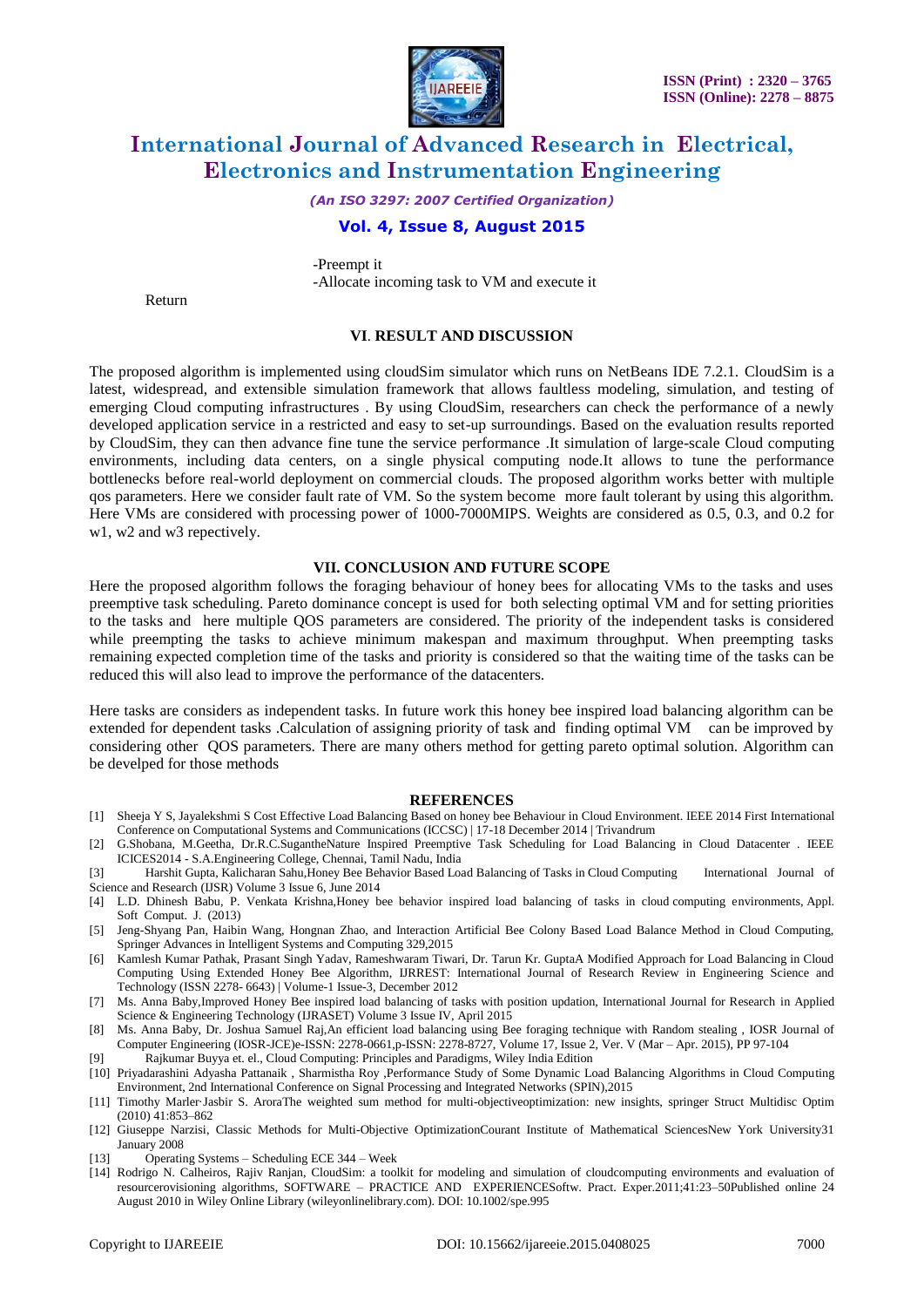-Preempt it

-Allocate incoming task to VM and execute it

Return

## VI. RESULT AND DISCUSSION

The proposed algorithm is implemented using cloudSim simulator which runs on NetBeans IDE 7.2.1. CloudSim is a latest, widespread, and extensible simulation framework that allows faultless modeling, simulation, and testing of emerging Cloud computing infrastructures . By using CloudSim, researchers can check the performance of a newly developed application service in a restricted and easy to set-up surroundings. Based on the evaluation results reported by CloudSim, they can then advance fine tune the service performance .It simulation of large-scale Cloud computing environments, including data centers, on a single physical computing node.It allows to tune the performance bottlenecks before real-world deployment on commercial clouds. The proposed algorithm works better with multiple qos parameters. Here we consider fault rate of VM. So the system become more fault tolerant by using this algorithm. Here VMs are considered with processing power of 1000-7000MIPS. Weights are considered as 0.5, 0.3, and 0.2 for w1, w2 and w3 repectively.

## VII. CONCLUSION AND FUTURE SCOPE

Here the proposed algorithm follows the foraging behaviour of honey bees for allocating VMs to the tasks and uses preemptive task scheduling. Pareto dominance concept is used for both selecting optimal VM and for setting priorities to the tasks and here multiple QOS parameters are considered. The priority of the independent tasks is considered while preempting the tasks to achieve minimum makespan and maximum throughput. When preempting tasks remaining expected completion time of the tasks and priority is considered so that the waiting time of the tasks can be reduced this will also lead to improve the performance of the datacenters.

Here tasks are considers as independent tasks. In future work this honey bee inspired load balancing algorithm can be extended for dependent tasks .Calculation of assigning priority of task and finding optimal VM can be improved by considering other QOS parameters. There are many others method for getting pareto optimal solution. Algorithm can be develped for those methods

## REFERENCES

[1] Sheeja Y S, Jayalekshmi S Cost Effective Load Balancing Based on honey bee Behaviour in Cloud Environment. IEEE 2014 First International Conference on Computational Systems and Communications (ICCSC) | 17-18 December 2014 | Trivandrum

[2] G.Shobana, M.Geetha, Dr.R.C.SugantheNature Inspired Preemptive Task Scheduling for Load Balancing in Cloud Datacenter . IEEE ICICES2014 - S.A.Engineering College, Chennai, Tamil Nadu, India

[3] Harshit Gupta, Kalicharan Sahu,Honey Bee Behavior Based Load Balancing of Tasks in Cloud Computing International Journal of Science and Research (IJSR) Volume 3 Issue 6, June 2014

[4] L.D. Dhinesh Babu, P. Venkata Krishna,Honey bee behavior inspired load balancing of tasks in cloud computing environments, Appl. Soft Comput. J. (2013)

[5] Jeng-Shyang Pan, Haibin Wang, Hongnan Zhao, and Interaction Artificial Bee Colony Based Load Balance Method in Cloud Computing, Springer Advances in Intelligent Systems and Computing 329,2015

[6] Kamlesh Kumar Pathak, Prasant Singh Yadav, Rameshwaram Tiwari, Dr. Tarun Kr. GuptaA Modified Approach for Load Balancing in Cloud Computing Using Extended Honey Bee Algorithm, IJRREST: International Journal of Research Review in Engineering Science and Technology (ISSN 2278- 6643) | Volume-1 Issue-3, December 2012

[7] Ms. Anna Baby,Improved Honey Bee inspired load balancing of tasks with position updation, International Journal for Research in Applied Science & Engineering Technology (IJRASET) Volume 3 Issue IV, April 2015

[8] Ms. Anna Baby, Dr. Joshua Samuel Raj,An efficient load balancing using Bee foraging technique with Random stealing , IOSR Journal of Computer Engineering (IOSR-JCE)e-ISSN: 2278-0661,p-ISSN: 2278-8727, Volume 17, Issue 2, Ver. V (Mar – Apr. 2015), PP 97-104

[9] Rajkumar Buyya et. el., Cloud Computing: Principles and Paradigms, Wiley India Edition

[10] Priyadarashini Adyasha Pattanaik , Sharmistha Roy ,Performance Study of Some Dynamic Load Balancing Algorithms in Cloud Computing Environment, 2nd International Conference on Signal Processing and Integrated Networks (SPIN),2015

[11] Timothy Marler·Jasbir S. AroraThe weighted sum method for multi-objectiveoptimization: new insights, springer Struct Multidisc Optim (2010) 41:853–862

[12] Giuseppe Narzisi, Classic Methods for Multi-Objective OptimizationCourant Institute of Mathematical SciencesNew York University31 January 2008

[13] Operating Systems – Scheduling ECE 344 – Week

[14] Rodrigo N. Calheiros, Rajiv Ranjan, CloudSim: a toolkit for modeling and simulation of cloudcomputing environments and evaluation of resourcerovisioning algorithms, SOFTWARE – PRACTICE AND EXPERIENCESoftw. Pract. Exper.2011;41:23–50Published online 24 August 2010 in Wiley Online Library (wileyonlinelibrary.com). DOI: 10.1002/spe.995